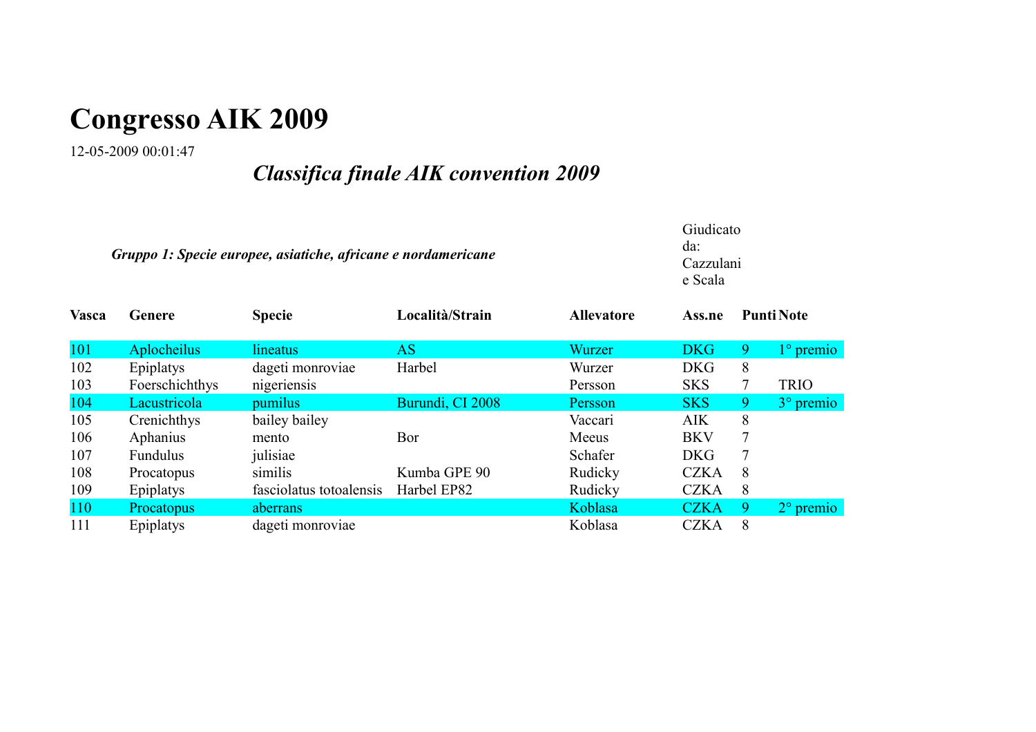# Congresso AIK 2009

12-05-2009 00:01:47

## *Classifica finale AIK convention 2009*

***Gruppo 1: Specie europee, asiatiche, africane e nordamericane***

Giudicato da: Cazzulani e Scala

| Vasca | Genere | Specie | Località/Strain | Allevatore | Ass.ne | Punti | Note |
|---|---|---|---|---|---|---|---|
| 101 | Aplocheilus | lineatus | AS | Wurzer | DKG | 9 | 1° premio |
| 102 | Epiplatys | dageti monroviae | Harbel | Wurzer | DKG | 8 | |
| 103 | Foerschichthys | nigeriensis | | Persson | SKS | 7 | TRIO |
| 104 | Lacustricola | pumilus | Burundi, CI 2008 | Persson | SKS | 9 | 3° premio |
| 105 | Crenichthys | bailey bailey | | Vaccari | AIK | 8 | |
| 106 | Aphanius | mento | Bor | Meeus | BKV | 7 | |
| 107 | Fundulus | julisiae | | Schafer | DKG | 7 | |
| 108 | Procatopus | similis | Kumba GPE 90 | Rudicky | CZKA | 8 | |
| 109 | Epiplatys | fasciolatus totoalensis | Harbel EP82 | Rudicky | CZKA | 8 | |
| 110 | Procatopus | aberrans | | Koblasa | CZKA | 9 | 2° premio |
| 111 | Epiplatys | dageti monroviae | | Koblasa | CZKA | 8 | |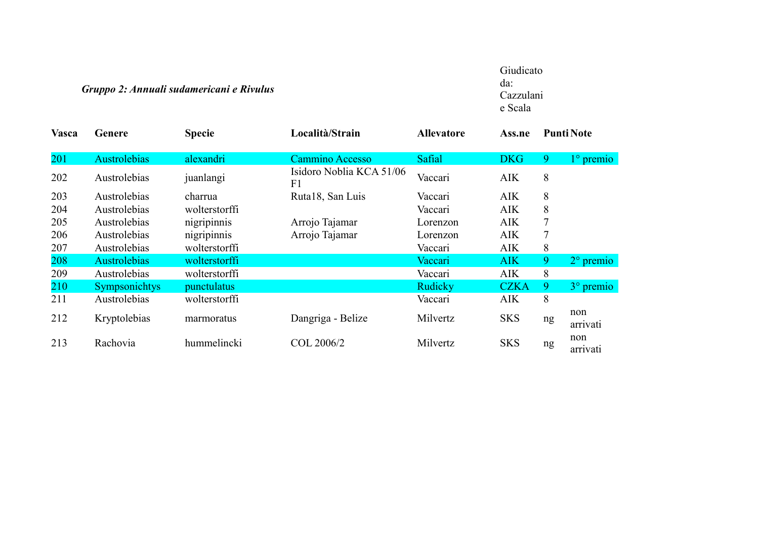***Gruppo 2: Annuali sudamericani e Rivulus***

Giudicato da: Cazzulani e Scala

| Vasca | Genere | Specie | Località/Strain | Allevatore | Ass.ne | Punti | Note |
|---|---|---|---|---|---|---|---|
| 201 | Austrolebias | alexandri | Cammino Accesso | Safial | DKG | 9 | 1° premio |
| 202 | Austrolebias | juanlangi | Isidoro Noblia KCA 51/06 F1 | Vaccari | AIK | 8 | |
| 203 | Austrolebias | charrua | Ruta18, San Luis | Vaccari | AIK | 8 | |
| 204 | Austrolebias | wolterstorffi | | Vaccari | AIK | 8 | |
| 205 | Austrolebias | nigripinnis | Arrojo Tajamar | Lorenzon | AIK | 7 | |
| 206 | Austrolebias | nigripinnis | Arrojo Tajamar | Lorenzon | AIK | 7 | |
| 207 | Austrolebias | wolterstorffi | | Vaccari | AIK | 8 | |
| 208 | Austrolebias | wolterstorffi | | Vaccari | AIK | 9 | 2° premio |
| 209 | Austrolebias | wolterstorffi | | Vaccari | AIK | 8 | |
| 210 | Sympsonichtys | punctulatus | | Rudicky | CZKA | 9 | 3° premio |
| 211 | Austrolebias | wolterstorffi | | Vaccari | AIK | 8 | |
| 212 | Kryptolebias | marmoratus | Dangriga - Belize | Milvertz | SKS | ng | non arrivati |
| 213 | Rachovia | hummelincki | COL 2006/2 | Milvertz | SKS | ng | non arrivati |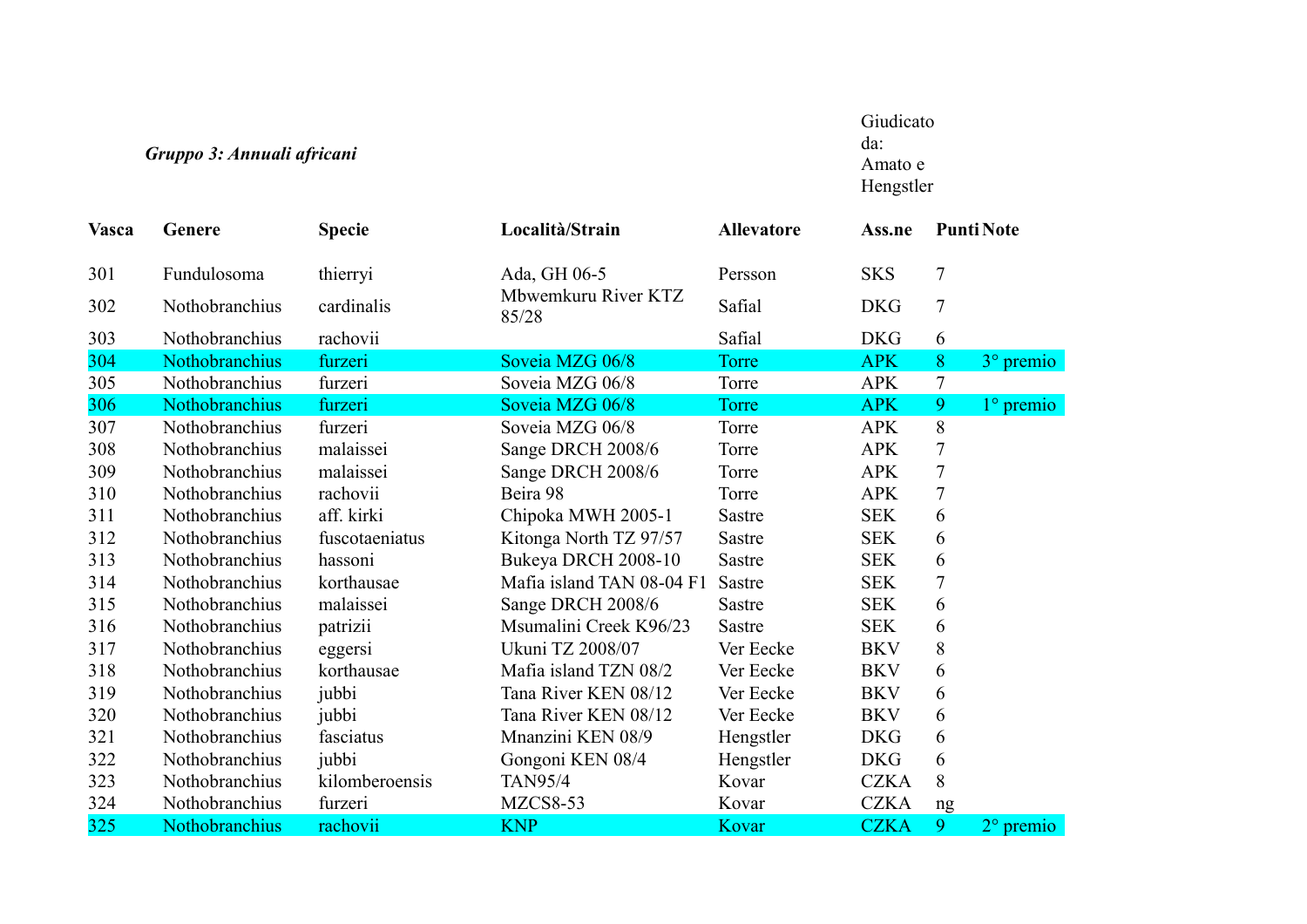***Gruppo 3: Annuali africani***

Giudicato da: Amato e Hengstler

| Vasca | Genere | Specie | Località/Strain | Allevatore | Ass.ne | Punti | Note |
|---|---|---|---|---|---|---|---|
| 301 | Fundulosoma | thierryi | Ada, GH 06-5 | Persson | SKS | 7 | |
| 302 | Nothobranchius | cardinalis | Mbwemkuru River KTZ 85/28 | Safial | DKG | 7 | |
| 303 | Nothobranchius | rachovii | | Safial | DKG | 6 | |
| 304 | Nothobranchius | furzeri | Soveia MZG 06/8 | Torre | APK | 8 | 3° premio |
| 305 | Nothobranchius | furzeri | Soveia MZG 06/8 | Torre | APK | 7 | |
| 306 | Nothobranchius | furzeri | Soveia MZG 06/8 | Torre | APK | 9 | 1° premio |
| 307 | Nothobranchius | furzeri | Soveia MZG 06/8 | Torre | APK | 8 | |
| 308 | Nothobranchius | malaissei | Sange DRCH 2008/6 | Torre | APK | 7 | |
| 309 | Nothobranchius | malaissei | Sange DRCH 2008/6 | Torre | APK | 7 | |
| 310 | Nothobranchius | rachovii | Beira 98 | Torre | APK | 7 | |
| 311 | Nothobranchius | aff. kirki | Chipoka MWH 2005-1 | Sastre | SEK | 6 | |
| 312 | Nothobranchius | fuscotaeniatus | Kitonga North TZ 97/57 | Sastre | SEK | 6 | |
| 313 | Nothobranchius | hassoni | Bukeya DRCH 2008-10 | Sastre | SEK | 6 | |
| 314 | Nothobranchius | korthausae | Mafia island TAN 08-04 F1 | Sastre | SEK | 7 | |
| 315 | Nothobranchius | malaissei | Sange DRCH 2008/6 | Sastre | SEK | 6 | |
| 316 | Nothobranchius | patrizii | Msumalini Creek K96/23 | Sastre | SEK | 6 | |
| 317 | Nothobranchius | eggersi | Ukuni TZ 2008/07 | Ver Eecke | BKV | 8 | |
| 318 | Nothobranchius | korthausae | Mafia island TZN 08/2 | Ver Eecke | BKV | 6 | |
| 319 | Nothobranchius | jubbi | Tana River KEN 08/12 | Ver Eecke | BKV | 6 | |
| 320 | Nothobranchius | jubbi | Tana River KEN 08/12 | Ver Eecke | BKV | 6 | |
| 321 | Nothobranchius | fasciatus | Mnanzini KEN 08/9 | Hengstler | DKG | 6 | |
| 322 | Nothobranchius | jubbi | Gongoni KEN 08/4 | Hengstler | DKG | 6 | |
| 323 | Nothobranchius | kilomberoensis | TAN95/4 | Kovar | CZKA | 8 | |
| 324 | Nothobranchius | furzeri | MZCS8-53 | Kovar | CZKA | ng | |
| 325 | Nothobranchius | rachovii | KNP | Kovar | CZKA | 9 | 2° premio |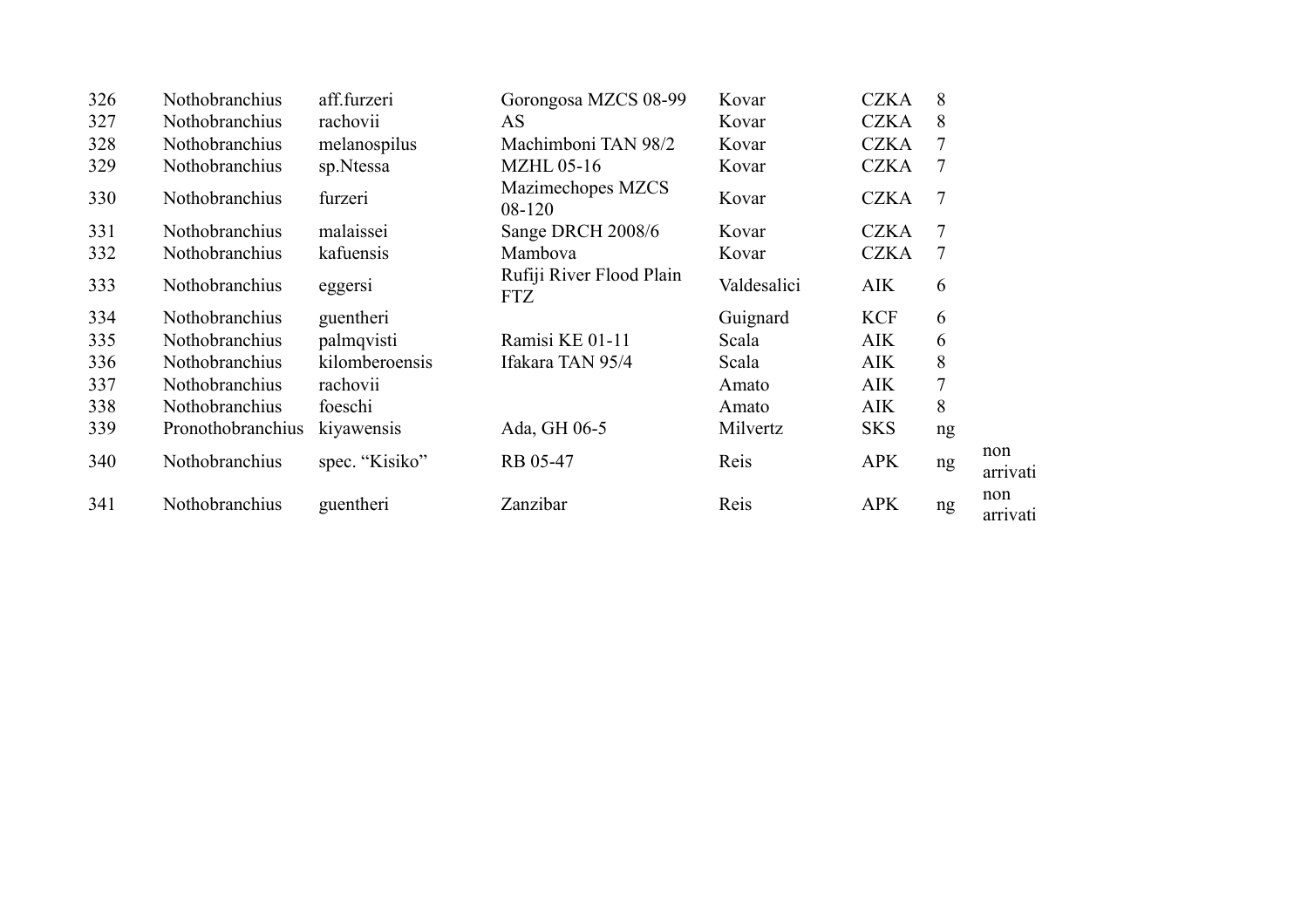| | | | | | | | |
|---|---|---|---|---|---|---|---|
| 326 | Nothobranchius | aff.furzeri | Gorongosa MZCS 08-99 | Kovar | CZKA | 8 | |
| 327 | Nothobranchius | rachovii | AS | Kovar | CZKA | 8 | |
| 328 | Nothobranchius | melanospilus | Machimboni TAN 98/2 | Kovar | CZKA | 7 | |
| 329 | Nothobranchius | sp.Ntessa | MZHL 05-16 | Kovar | CZKA | 7 | |
| 330 | Nothobranchius | furzeri | Mazimechopes MZCS 08-120 | Kovar | CZKA | 7 | |
| 331 | Nothobranchius | malaissei | Sange DRCH 2008/6 | Kovar | CZKA | 7 | |
| 332 | Nothobranchius | kafuensis | Mambova | Kovar | CZKA | 7 | |
| 333 | Nothobranchius | eggersi | Rufiji River Flood Plain FTZ | Valdesalici | AIK | 6 | |
| 334 | Nothobranchius | guentheri | | Guignard | KCF | 6 | |
| 335 | Nothobranchius | palmqvisti | Ramisi KE 01-11 | Scala | AIK | 6 | |
| 336 | Nothobranchius | kilomberoensis | Ifakara TAN 95/4 | Scala | AIK | 8 | |
| 337 | Nothobranchius | rachovii | | Amato | AIK | 7 | |
| 338 | Nothobranchius | foeschi | | Amato | AIK | 8 | |
| 339 | Pronothobranchius | kiyawensis | Ada, GH 06-5 | Milvertz | SKS | ng | |
| 340 | Nothobranchius | spec. "Kisiko" | RB 05-47 | Reis | APK | ng | non arrivati |
| 341 | Nothobranchius | guentheri | Zanzibar | Reis | APK | ng | non arrivati |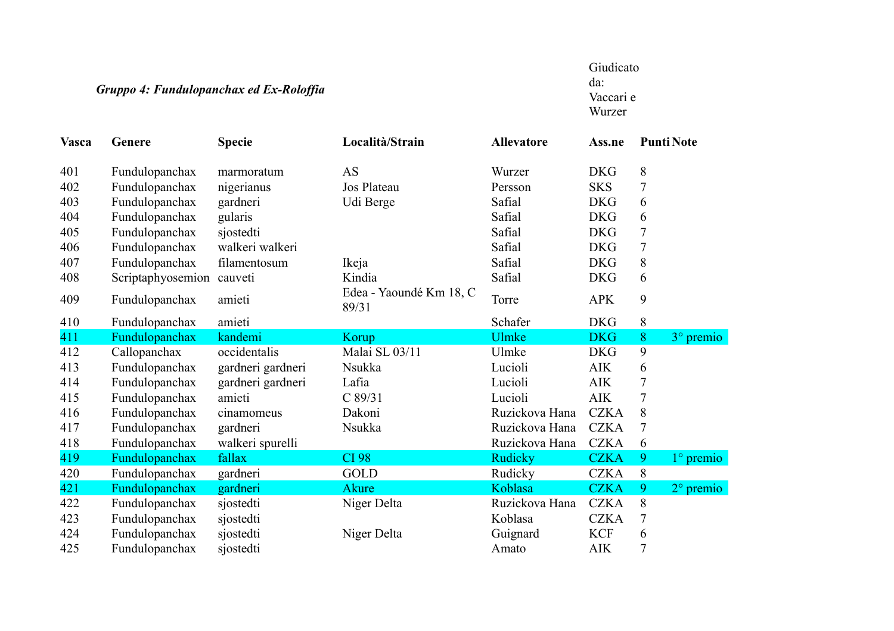*Gruppo 4: Fundulopanchax ed Ex-Roloffia*

Giudicato da: Vaccari e Wurzer

| Vasca | Genere | Specie | Località/Strain | Allevatore | Ass.ne | Punti | Note |
|---|---|---|---|---|---|---|---|
| 401 | Fundulopanchax | marmoratum | AS | Wurzer | DKG | 8 | |
| 402 | Fundulopanchax | nigerianus | Jos Plateau | Persson | SKS | 7 | |
| 403 | Fundulopanchax | gardneri | Udi Berge | Safial | DKG | 6 | |
| 404 | Fundulopanchax | gularis | | Safial | DKG | 6 | |
| 405 | Fundulopanchax | sjostedti | | Safial | DKG | 7 | |
| 406 | Fundulopanchax | walkeri walkeri | | Safial | DKG | 7 | |
| 407 | Fundulopanchax | filamentosum | Ikeja | Safial | DKG | 8 | |
| 408 | Scriptaphyosemion | cauveti | Kindia | Safial | DKG | 6 | |
| 409 | Fundulopanchax | amieti | Edea - Yaoundé Km 18, C 89/31 | Torre | APK | 9 | |
| 410 | Fundulopanchax | amieti | | Schafer | DKG | 8 | |
| 411 | Fundulopanchax | kandemi | Korup | Ulmke | DKG | 8 | 3° premio |
| 412 | Callopanchax | occidentalis | Malai SL 03/11 | Ulmke | DKG | 9 | |
| 413 | Fundulopanchax | gardneri gardneri | Nsukka | Lucioli | AIK | 6 | |
| 414 | Fundulopanchax | gardneri gardneri | Lafia | Lucioli | AIK | 7 | |
| 415 | Fundulopanchax | amieti | C 89/31 | Lucioli | AIK | 7 | |
| 416 | Fundulopanchax | cinamomeus | Dakoni | Ruzickova Hana | CZKA | 8 | |
| 417 | Fundulopanchax | gardneri | Nsukka | Ruzickova Hana | CZKA | 7 | |
| 418 | Fundulopanchax | walkeri spurelli | | Ruzickova Hana | CZKA | 6 | |
| 419 | Fundulopanchax | fallax | CI 98 | Rudicky | CZKA | 9 | 1° premio |
| 420 | Fundulopanchax | gardneri | GOLD | Rudicky | CZKA | 8 | |
| 421 | Fundulopanchax | gardneri | Akure | Koblasa | CZKA | 9 | 2° premio |
| 422 | Fundulopanchax | sjostedti | Niger Delta | Ruzickova Hana | CZKA | 8 | |
| 423 | Fundulopanchax | sjostedti | | Koblasa | CZKA | 7 | |
| 424 | Fundulopanchax | sjostedti | Niger Delta | Guignard | KCF | 6 | |
| 425 | Fundulopanchax | sjostedti | | Amato | AIK | 7 | |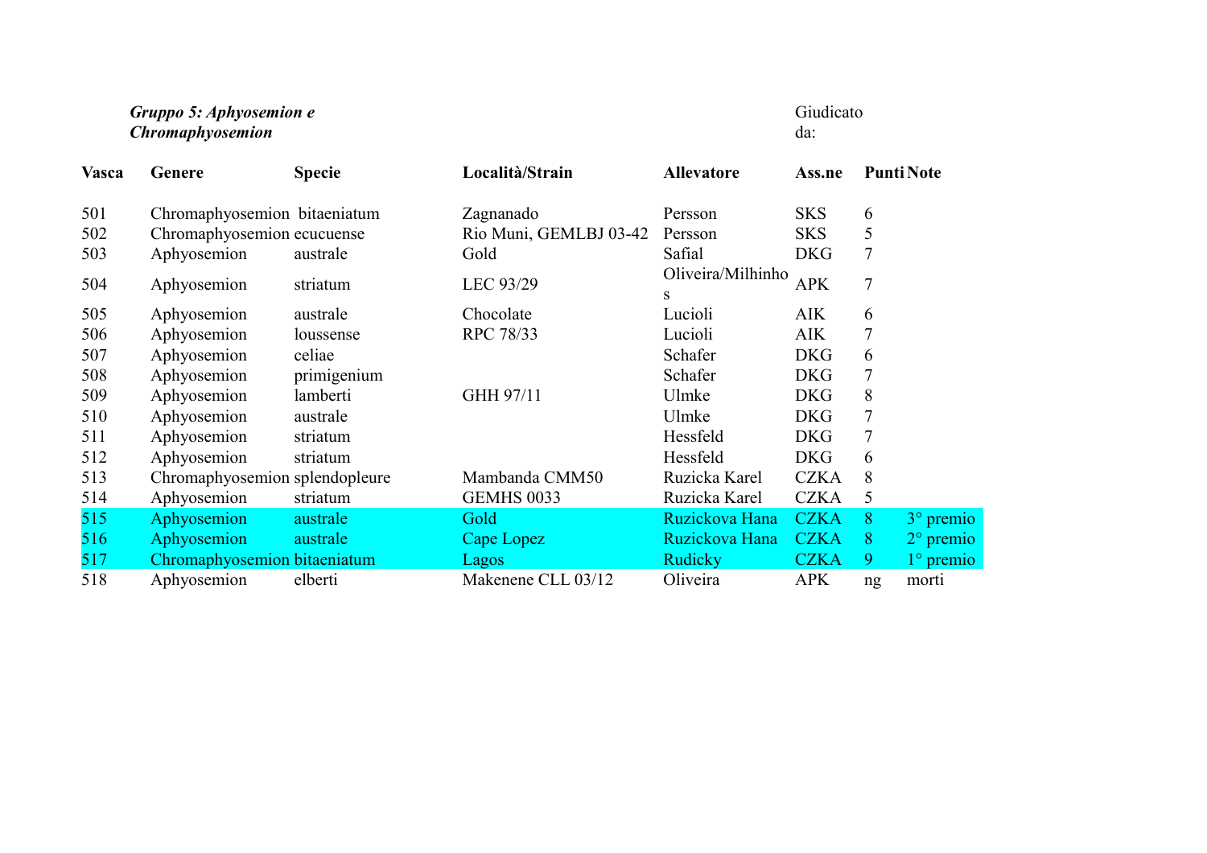***Gruppo 5: Aphyosemion e Chromaphyosemion***

Giudicato da:

| Vasca | Genere | Specie | Località/Strain | Allevatore | Ass.ne | Punti | Note |
|---|---|---|---|---|---|---|---|
| 501 | Chromaphyosemion | bitaeniatum | Zagnanado | Persson | SKS | 6 | |
| 502 | Chromaphyosemion | ecucuense | Rio Muni, GEMLBJ 03-42 | Persson | SKS | 5 | |
| 503 | Aphyosemion | australe | Gold | Safial | DKG | 7 | |
| 504 | Aphyosemion | striatum | LEC 93/29 | Oliveira/Milhinhos | APK | 7 | |
| 505 | Aphyosemion | australe | Chocolate | Lucioli | AIK | 6 | |
| 506 | Aphyosemion | loussense | RPC 78/33 | Lucioli | AIK | 7 | |
| 507 | Aphyosemion | celiae | | Schafer | DKG | 6 | |
| 508 | Aphyosemion | primigenium | | Schafer | DKG | 7 | |
| 509 | Aphyosemion | lamberti | GHH 97/11 | Ulmke | DKG | 8 | |
| 510 | Aphyosemion | australe | | Ulmke | DKG | 7 | |
| 511 | Aphyosemion | striatum | | Hessfeld | DKG | 7 | |
| 512 | Aphyosemion | striatum | | Hessfeld | DKG | 6 | |
| 513 | Chromaphyosemion | splendopleure | Mambanda CMM50 | Ruzicka Karel | CZKA | 8 | |
| 514 | Aphyosemion | striatum | GEMHS 0033 | Ruzicka Karel | CZKA | 5 | |
| 515 | Aphyosemion | australe | Gold | Ruzickova Hana | CZKA | 8 | 3° premio |
| 516 | Aphyosemion | australe | Cape Lopez | Ruzickova Hana | CZKA | 8 | 2° premio |
| 517 | Chromaphyosemion | bitaeniatum | Lagos | Rudicky | CZKA | 9 | 1° premio |
| 518 | Aphyosemion | elberti | Makenene CLL 03/12 | Oliveira | APK | ng | morti |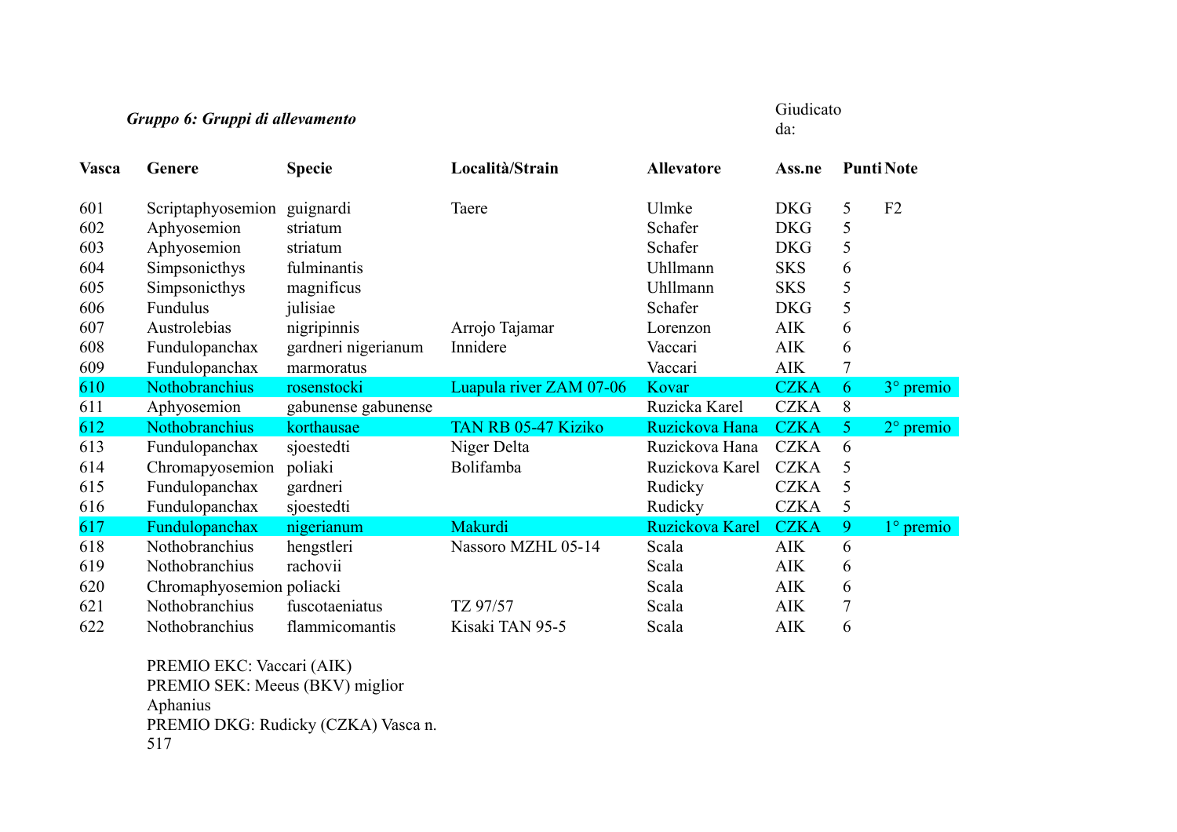*Gruppo 6: Gruppi di allevamento*

Giudicato da:

| Vasca | Genere | Specie | Località/Strain | Allevatore | Ass.ne | Punti | Note |
|---|---|---|---|---|---|---|---|
| 601 | Scriptaphyosemion | guignardi | Taere | Ulmke | DKG | 5 | F2 |
| 602 | Aphyosemion | striatum | | Schafer | DKG | 5 | |
| 603 | Aphyosemion | striatum | | Schafer | DKG | 5 | |
| 604 | Simpsonicthys | fulminantis | | Uhllmann | SKS | 6 | |
| 605 | Simpsonicthys | magnificus | | Uhllmann | SKS | 5 | |
| 606 | Fundulus | julisiae | | Schafer | DKG | 5 | |
| 607 | Austrolebias | nigripinnis | Arrojo Tajamar | Lorenzon | AIK | 6 | |
| 608 | Fundulopanchax | gardneri nigerianum | Innidere | Vaccari | AIK | 6 | |
| 609 | Fundulopanchax | marmoratus | | Vaccari | AIK | 7 | |
| 610 | Nothobranchius | rosenstocki | Luapula river ZAM 07-06 | Kovar | CZKA | 6 | 3° premio |
| 611 | Aphyosemion | gabunense gabunense | | Ruzicka Karel | CZKA | 8 | |
| 612 | Nothobranchius | korthausae | TAN RB 05-47 Kiziko | Ruzickova Hana | CZKA | 5 | 2° premio |
| 613 | Fundulopanchax | sjoestedti | Niger Delta | Ruzickova Hana | CZKA | 6 | |
| 614 | Chromapyosemion | poliaki | Bolifamba | Ruzickova Karel | CZKA | 5 | |
| 615 | Fundulopanchax | gardneri | | Rudicky | CZKA | 5 | |
| 616 | Fundulopanchax | sjoestedti | | Rudicky | CZKA | 5 | |
| 617 | Fundulopanchax | nigerianum | Makurdi | Ruzickova Karel | CZKA | 9 | 1° premio |
| 618 | Nothobranchius | hengstleri | Nassoro MZHL 05-14 | Scala | AIK | 6 | |
| 619 | Nothobranchius | rachovii | | Scala | AIK | 6 | |
| 620 | Chromaphyosemion | poliacki | | Scala | AIK | 6 | |
| 621 | Nothobranchius | fuscotaeniatus | TZ 97/57 | Scala | AIK | 7 | |
| 622 | Nothobranchius | flammicomantis | Kisaki TAN 95-5 | Scala | AIK | 6 | |

PREMIO EKC: Vaccari (AIK)
PREMIO SEK: Meeus (BKV) miglior Aphanius
PREMIO DKG: Rudicky (CZKA) Vasca n. 517